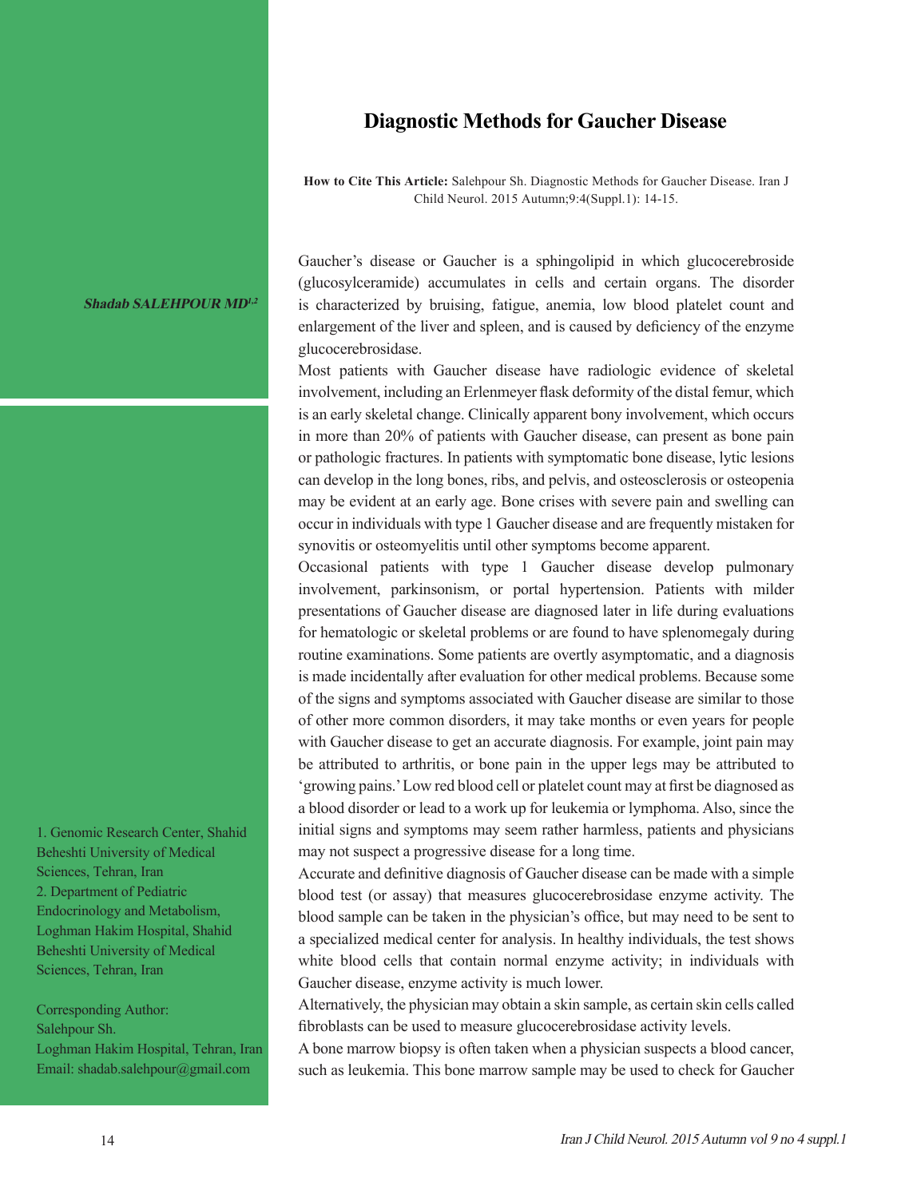# Diagnostic Methods for Gaucher Disease

**How to Cite This Article:** Salehpour Sh. Diagnostic Methods for Gaucher Disease. Iran J Child Neurol. 2015 Autumn;9:4(Suppl.1): 14-15.

***Shadab SALEHPOUR MD[1,2]***

1. Genomic Research Center, Shahid Beheshti University of Medical Sciences, Tehran, Iran
2. Department of Pediatric Endocrinology and Metabolism, Loghman Hakim Hospital, Shahid Beheshti University of Medical Sciences, Tehran, Iran

Corresponding Author:
Salehpour Sh.
Loghman Hakim Hospital, Tehran, Iran
Email: shadab.salehpour@gmail.com

Gaucher's disease or Gaucher is a sphingolipid in which glucocerebroside (glucosylceramide) accumulates in cells and certain organs. The disorder is characterized by bruising, fatigue, anemia, low blood platelet count and enlargement of the liver and spleen, and is caused by deficiency of the enzyme glucocerebrosidase.

Most patients with Gaucher disease have radiologic evidence of skeletal involvement, including an Erlenmeyer flask deformity of the distal femur, which is an early skeletal change. Clinically apparent bony involvement, which occurs in more than 20% of patients with Gaucher disease, can present as bone pain or pathologic fractures. In patients with symptomatic bone disease, lytic lesions can develop in the long bones, ribs, and pelvis, and osteosclerosis or osteopenia may be evident at an early age. Bone crises with severe pain and swelling can occur in individuals with type 1 Gaucher disease and are frequently mistaken for synovitis or osteomyelitis until other symptoms become apparent.

Occasional patients with type 1 Gaucher disease develop pulmonary involvement, parkinsonism, or portal hypertension. Patients with milder presentations of Gaucher disease are diagnosed later in life during evaluations for hematologic or skeletal problems or are found to have splenomegaly during routine examinations. Some patients are overtly asymptomatic, and a diagnosis is made incidentally after evaluation for other medical problems. Because some of the signs and symptoms associated with Gaucher disease are similar to those of other more common disorders, it may take months or even years for people with Gaucher disease to get an accurate diagnosis. For example, joint pain may be attributed to arthritis, or bone pain in the upper legs may be attributed to 'growing pains.' Low red blood cell or platelet count may at first be diagnosed as a blood disorder or lead to a work up for leukemia or lymphoma. Also, since the initial signs and symptoms may seem rather harmless, patients and physicians may not suspect a progressive disease for a long time.

Accurate and definitive diagnosis of Gaucher disease can be made with a simple blood test (or assay) that measures glucocerebrosidase enzyme activity. The blood sample can be taken in the physician's office, but may need to be sent to a specialized medical center for analysis. In healthy individuals, the test shows white blood cells that contain normal enzyme activity; in individuals with Gaucher disease, enzyme activity is much lower.

Alternatively, the physician may obtain a skin sample, as certain skin cells called fibroblasts can be used to measure glucocerebrosidase activity levels.

A bone marrow biopsy is often taken when a physician suspects a blood cancer, such as leukemia. This bone marrow sample may be used to check for Gaucher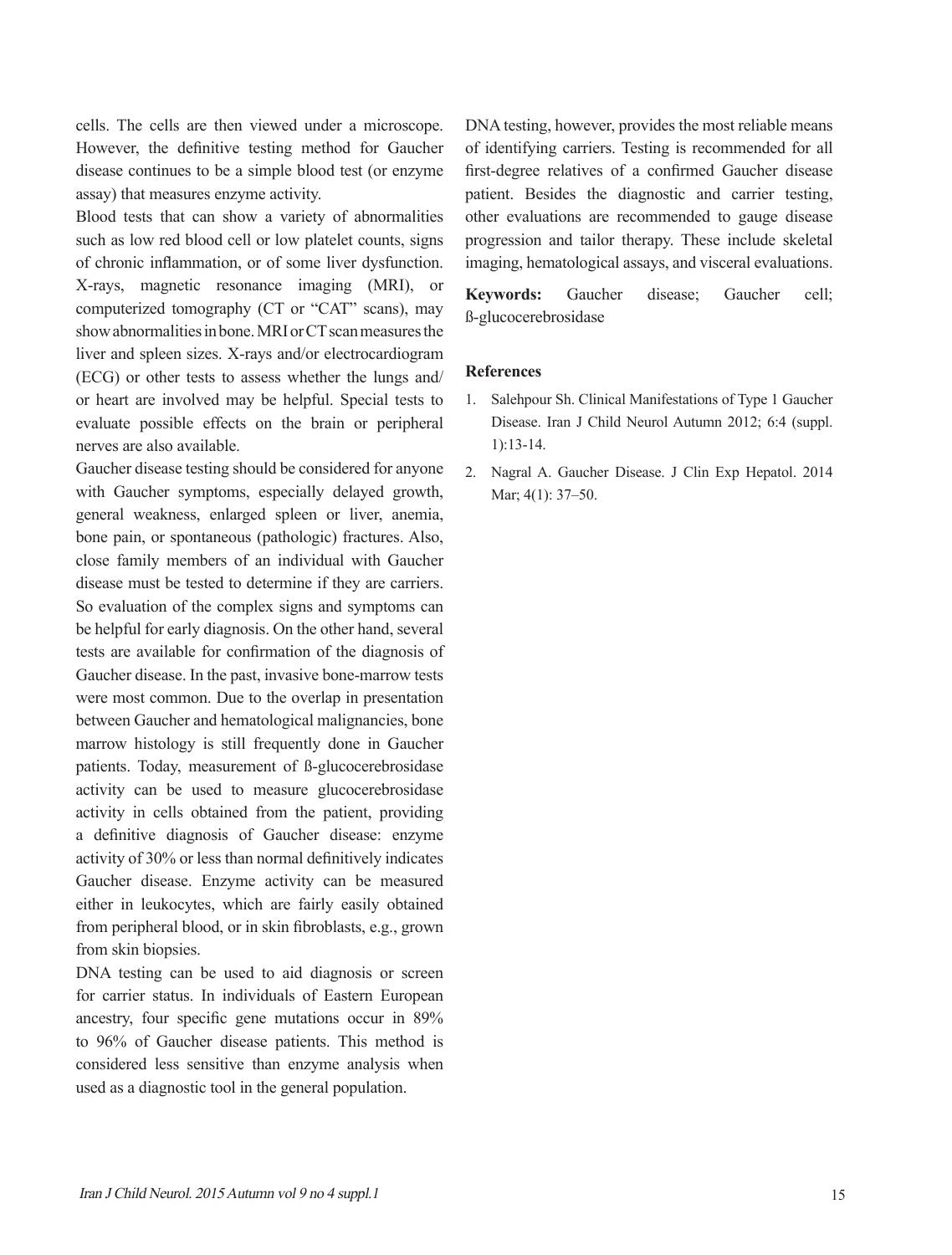cells. The cells are then viewed under a microscope. However, the definitive testing method for Gaucher disease continues to be a simple blood test (or enzyme assay) that measures enzyme activity.

Blood tests that can show a variety of abnormalities such as low red blood cell or low platelet counts, signs of chronic inflammation, or of some liver dysfunction. X-rays, magnetic resonance imaging (MRI), or computerized tomography (CT or "CAT" scans), may show abnormalities in bone. MRI or CT scan measures the liver and spleen sizes. X-rays and/or electrocardiogram (ECG) or other tests to assess whether the lungs and/or heart are involved may be helpful. Special tests to evaluate possible effects on the brain or peripheral nerves are also available.

Gaucher disease testing should be considered for anyone with Gaucher symptoms, especially delayed growth, general weakness, enlarged spleen or liver, anemia, bone pain, or spontaneous (pathologic) fractures. Also, close family members of an individual with Gaucher disease must be tested to determine if they are carriers. So evaluation of the complex signs and symptoms can be helpful for early diagnosis. On the other hand, several tests are available for confirmation of the diagnosis of Gaucher disease. In the past, invasive bone-marrow tests were most common. Due to the overlap in presentation between Gaucher and hematological malignancies, bone marrow histology is still frequently done in Gaucher patients. Today, measurement of ß-glucocerebrosidase activity can be used to measure glucocerebrosidase activity in cells obtained from the patient, providing a definitive diagnosis of Gaucher disease: enzyme activity of 30% or less than normal definitively indicates Gaucher disease. Enzyme activity can be measured either in leukocytes, which are fairly easily obtained from peripheral blood, or in skin fibroblasts, e.g., grown from skin biopsies.

DNA testing can be used to aid diagnosis or screen for carrier status. In individuals of Eastern European ancestry, four specific gene mutations occur in 89% to 96% of Gaucher disease patients. This method is considered less sensitive than enzyme analysis when used as a diagnostic tool in the general population.

DNA testing, however, provides the most reliable means of identifying carriers. Testing is recommended for all first-degree relatives of a confirmed Gaucher disease patient. Besides the diagnostic and carrier testing, other evaluations are recommended to gauge disease progression and tailor therapy. These include skeletal imaging, hematological assays, and visceral evaluations.

**Keywords:** Gaucher disease; Gaucher cell; ß-glucocerebrosidase

## References

1. Salehpour Sh. Clinical Manifestations of Type 1 Gaucher Disease. Iran J Child Neurol Autumn 2012; 6:4 (suppl. 1):13-14.
2. Nagral A. Gaucher Disease. J Clin Exp Hepatol. 2014 Mar; 4(1): 37–50.